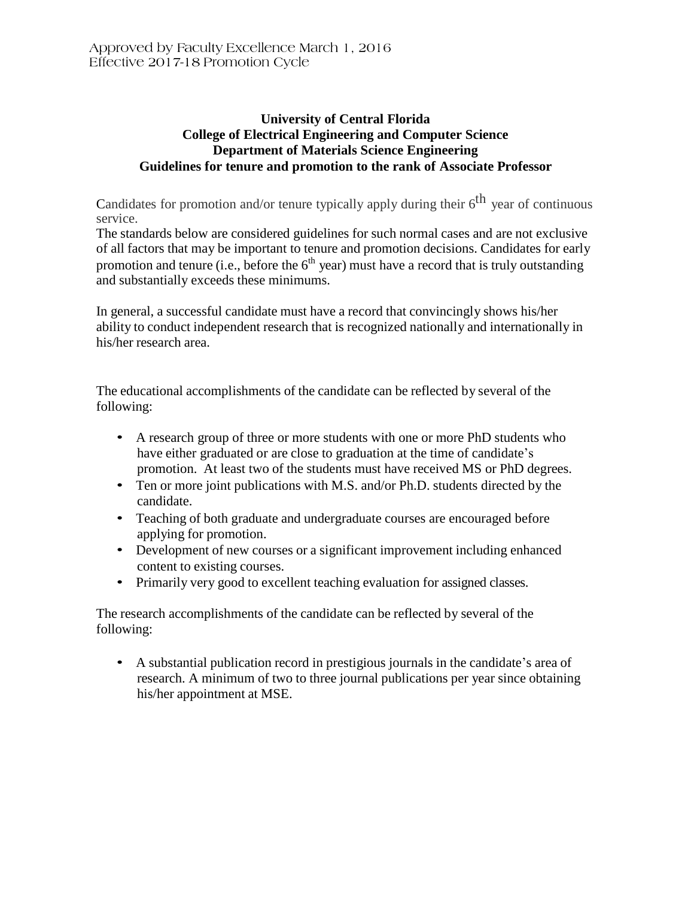Approved by Faculty Excellence March 1, 2016
Effective 2017-18 Promotion Cycle

# University of Central Florida
## College of Electrical Engineering and Computer Science
## Department of Materials Science Engineering
## Guidelines for tenure and promotion to the rank of Associate Professor

Candidates for promotion and/or tenure typically apply during their 6th year of continuous service.
The standards below are considered guidelines for such normal cases and are not exclusive of all factors that may be important to tenure and promotion decisions. Candidates for early promotion and tenure (i.e., before the 6th year) must have a record that is truly outstanding and substantially exceeds these minimums.

In general, a successful candidate must have a record that convincingly shows his/her ability to conduct independent research that is recognized nationally and internationally in his/her research area.

The educational accomplishments of the candidate can be reflected by several of the following:

- A research group of three or more students with one or more PhD students who have either graduated or are close to graduation at the time of candidate's promotion. At least two of the students must have received MS or PhD degrees.
- Ten or more joint publications with M.S. and/or Ph.D. students directed by the candidate.
- Teaching of both graduate and undergraduate courses are encouraged before applying for promotion.
- Development of new courses or a significant improvement including enhanced content to existing courses.
- Primarily very good to excellent teaching evaluation for assigned classes.

The research accomplishments of the candidate can be reflected by several of the following:

- A substantial publication record in prestigious journals in the candidate's area of research. A minimum of two to three journal publications per year since obtaining his/her appointment at MSE.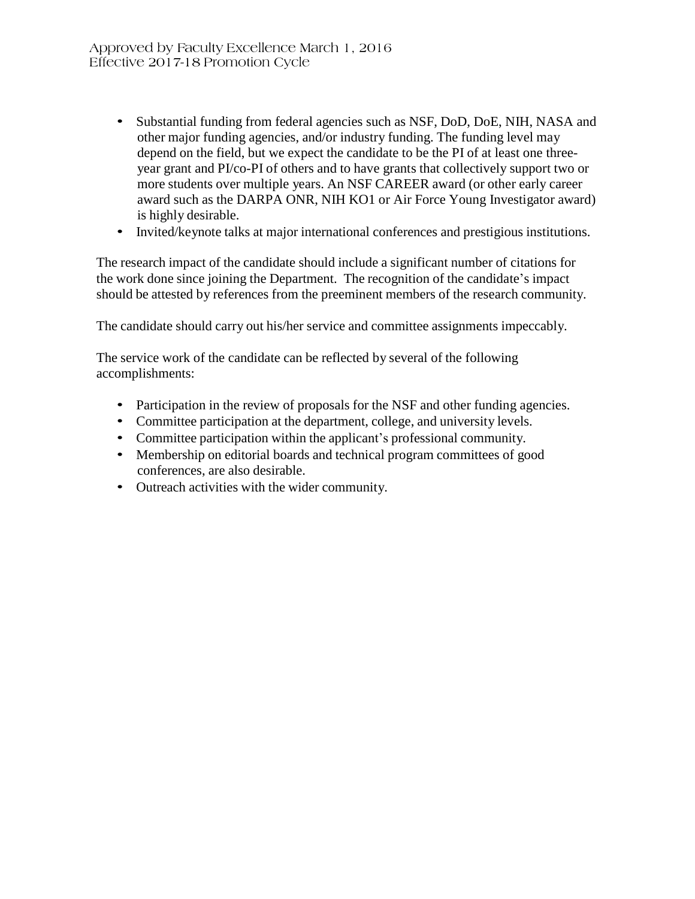- Substantial funding from federal agencies such as NSF, DoD, DoE, NIH, NASA and other major funding agencies, and/or industry funding. The funding level may depend on the field, but we expect the candidate to be the PI of at least one three-year grant and PI/co-PI of others and to have grants that collectively support two or more students over multiple years. An NSF CAREER award (or other early career award such as the DARPA ONR, NIH KO1 or Air Force Young Investigator award) is highly desirable.
- Invited/keynote talks at major international conferences and prestigious institutions.

The research impact of the candidate should include a significant number of citations for the work done since joining the Department. The recognition of the candidate's impact should be attested by references from the preeminent members of the research community.

The candidate should carry out his/her service and committee assignments impeccably.

The service work of the candidate can be reflected by several of the following accomplishments:

- Participation in the review of proposals for the NSF and other funding agencies.
- Committee participation at the department, college, and university levels.
- Committee participation within the applicant's professional community.
- Membership on editorial boards and technical program committees of good conferences, are also desirable.
- Outreach activities with the wider community.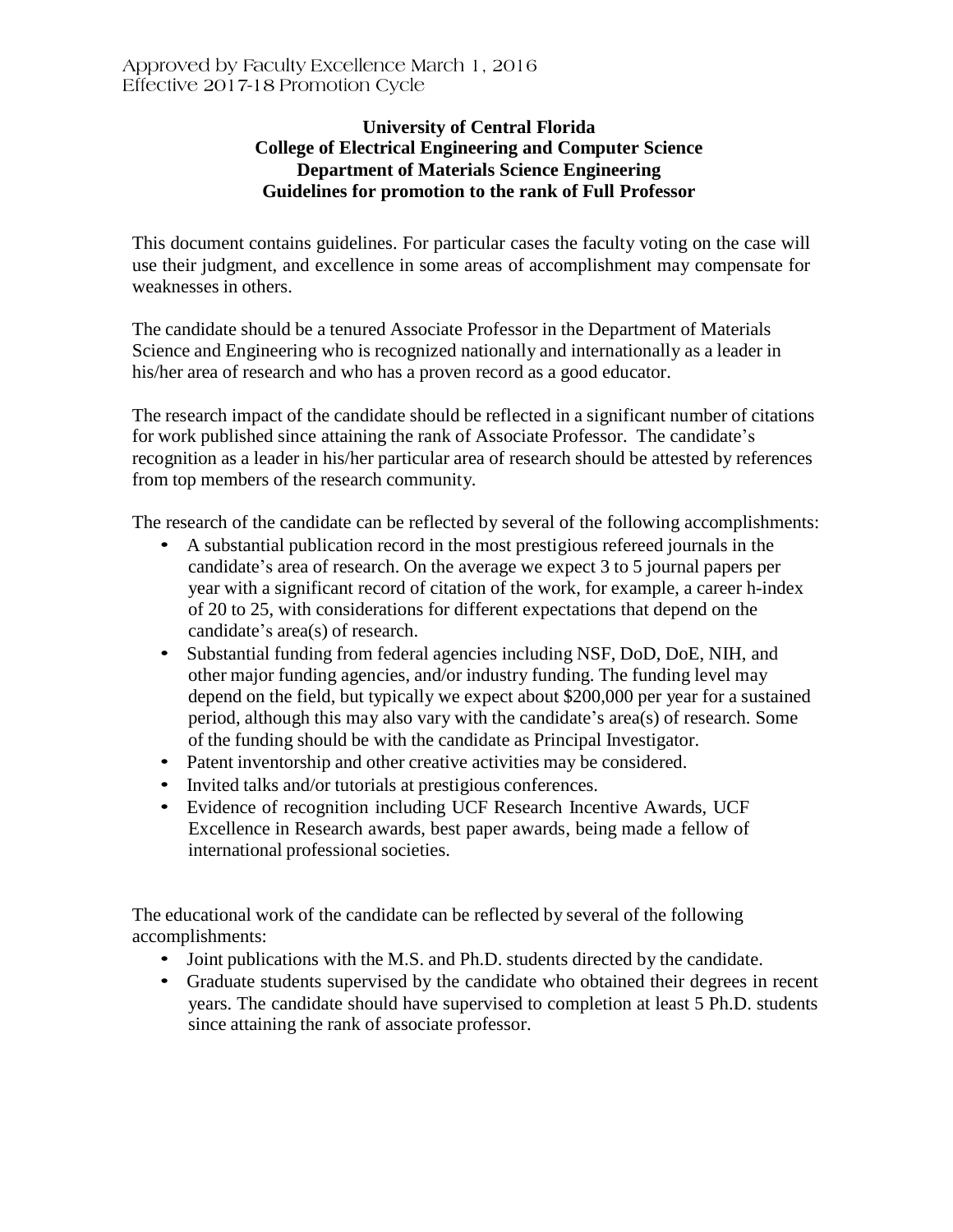Approved by Faculty Excellence March 1, 2016
Effective 2017-18 Promotion Cycle

**University of Central Florida**
**College of Electrical Engineering and Computer Science**
**Department of Materials Science Engineering**
**Guidelines for promotion to the rank of Full Professor**

This document contains guidelines. For particular cases the faculty voting on the case will use their judgment, and excellence in some areas of accomplishment may compensate for weaknesses in others.

The candidate should be a tenured Associate Professor in the Department of Materials Science and Engineering who is recognized nationally and internationally as a leader in his/her area of research and who has a proven record as a good educator.

The research impact of the candidate should be reflected in a significant number of citations for work published since attaining the rank of Associate Professor. The candidate's recognition as a leader in his/her particular area of research should be attested by references from top members of the research community.

The research of the candidate can be reflected by several of the following accomplishments:

- A substantial publication record in the most prestigious refereed journals in the candidate's area of research. On the average we expect 3 to 5 journal papers per year with a significant record of citation of the work, for example, a career h-index of 20 to 25, with considerations for different expectations that depend on the candidate's area(s) of research.
- Substantial funding from federal agencies including NSF, DoD, DoE, NIH, and other major funding agencies, and/or industry funding. The funding level may depend on the field, but typically we expect about $200,000 per year for a sustained period, although this may also vary with the candidate's area(s) of research. Some of the funding should be with the candidate as Principal Investigator.
- Patent inventorship and other creative activities may be considered.
- Invited talks and/or tutorials at prestigious conferences.
- Evidence of recognition including UCF Research Incentive Awards, UCF Excellence in Research awards, best paper awards, being made a fellow of international professional societies.

The educational work of the candidate can be reflected by several of the following accomplishments:

- Joint publications with the M.S. and Ph.D. students directed by the candidate.
- Graduate students supervised by the candidate who obtained their degrees in recent years. The candidate should have supervised to completion at least 5 Ph.D. students since attaining the rank of associate professor.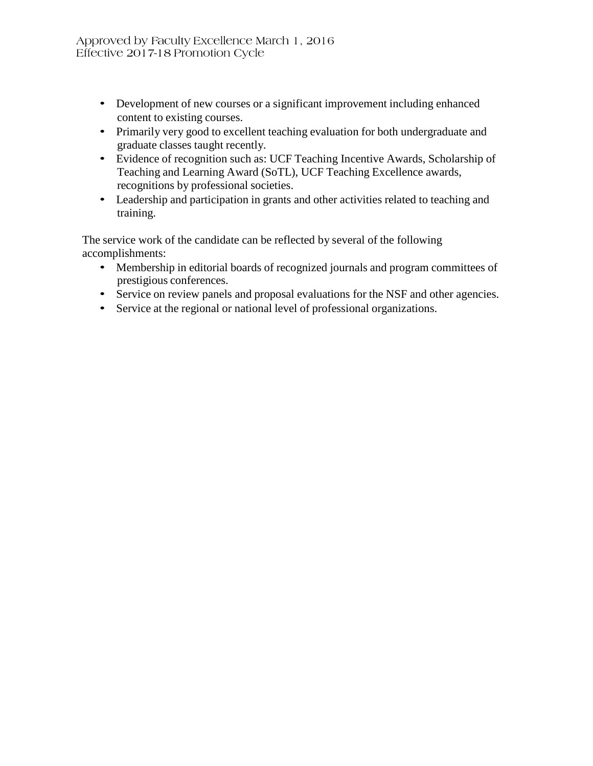- Development of new courses or a significant improvement including enhanced content to existing courses.
- Primarily very good to excellent teaching evaluation for both undergraduate and graduate classes taught recently.
- Evidence of recognition such as: UCF Teaching Incentive Awards, Scholarship of Teaching and Learning Award (SoTL), UCF Teaching Excellence awards, recognitions by professional societies.
- Leadership and participation in grants and other activities related to teaching and training.

The service work of the candidate can be reflected by several of the following accomplishments:

- Membership in editorial boards of recognized journals and program committees of prestigious conferences.
- Service on review panels and proposal evaluations for the NSF and other agencies.
- Service at the regional or national level of professional organizations.